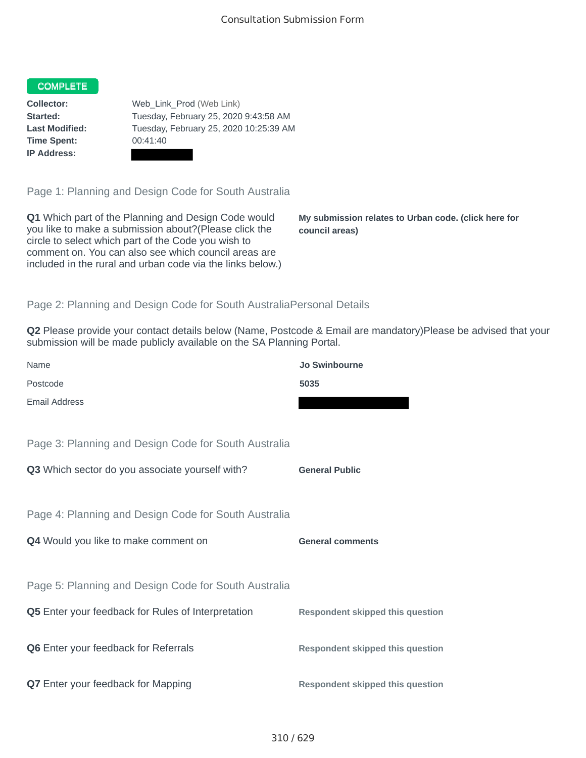# Consultation Submission Form

**COMPLETE**

**Collector:** Web_Link_Prod (Web Link)
**Started:** Tuesday, February 25, 2020 9:43:58 AM
**Last Modified:** Tuesday, February 25, 2020 10:25:39 AM
**Time Spent:** 00:41:40
**IP Address:**

## Page 1: Planning and Design Code for South Australia

**Q1** Which part of the Planning and Design Code would you like to make a submission about?(Please click the circle to select which part of the Code you wish to comment on. You can also see which council areas are included in the rural and urban code via the links below.)

**My submission relates to Urban code. (click here for council areas)**

## Page 2: Planning and Design Code for South AustraliaPersonal Details

**Q2** Please provide your contact details below (Name, Postcode & Email are mandatory)Please be advised that your submission will be made publicly available on the SA Planning Portal.

| | |
|---|---|
| Name | **Jo Swinbourne** |
| Postcode | **5035** |
| Email Address | |

## Page 3: Planning and Design Code for South Australia

**Q3** Which sector do you associate yourself with?

**General Public**

## Page 4: Planning and Design Code for South Australia

**Q4** Would you like to make comment on

**General comments**

## Page 5: Planning and Design Code for South Australia

**Q5** Enter your feedback for Rules of Interpretation

**Respondent skipped this question**

**Q6** Enter your feedback for Referrals

**Respondent skipped this question**

**Q7** Enter your feedback for Mapping

**Respondent skipped this question**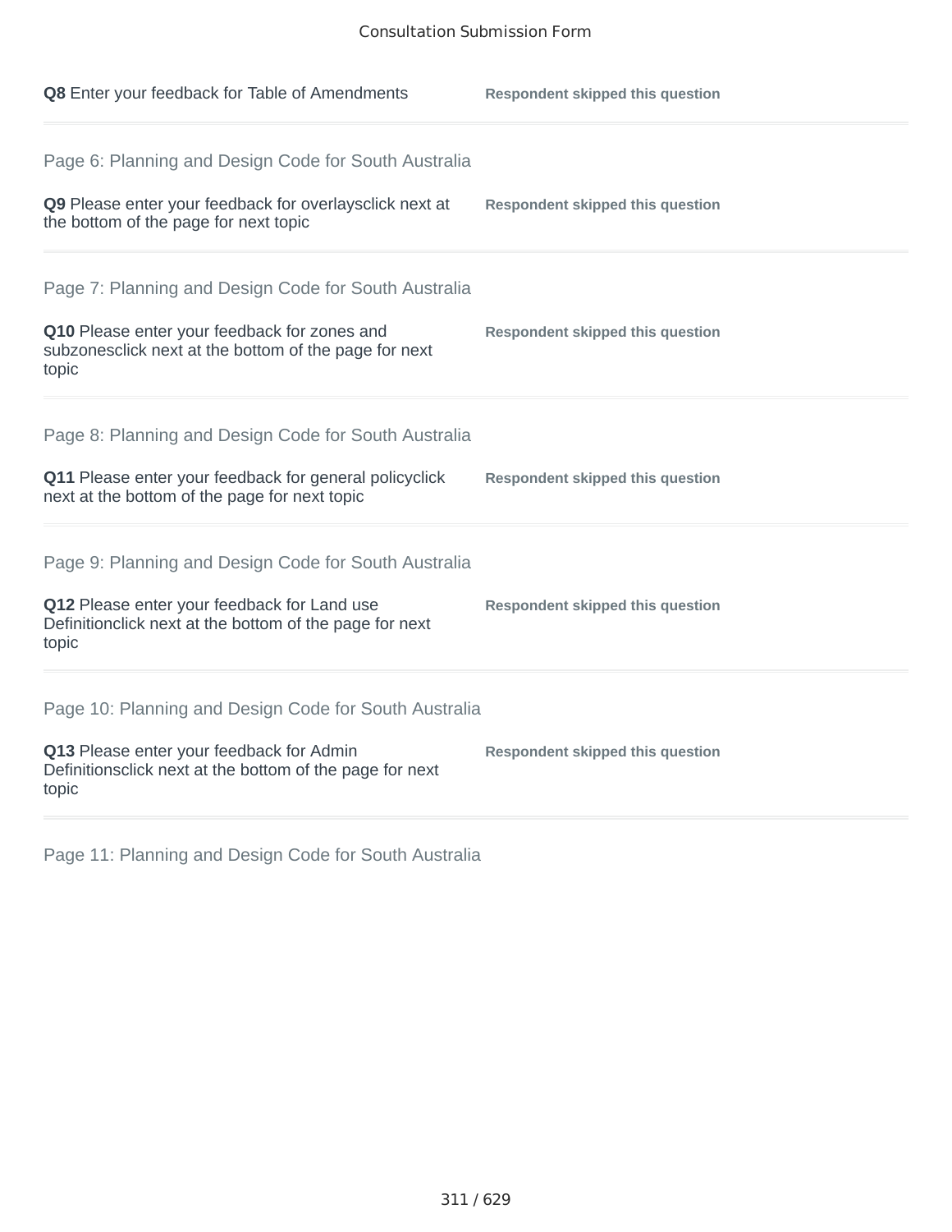**Q8** Enter your feedback for Table of Amendments — **Respondent skipped this question**

---

Page 6: Planning and Design Code for South Australia

**Q9** Please enter your feedback for overlaysclick next at the bottom of the page for next topic — **Respondent skipped this question**

---

Page 7: Planning and Design Code for South Australia

**Q10** Please enter your feedback for zones and subzonesclick next at the bottom of the page for next topic — **Respondent skipped this question**

---

Page 8: Planning and Design Code for South Australia

**Q11** Please enter your feedback for general policyclick next at the bottom of the page for next topic — **Respondent skipped this question**

---

Page 9: Planning and Design Code for South Australia

**Q12** Please enter your feedback for Land use Definitionclick next at the bottom of the page for next topic — **Respondent skipped this question**

---

Page 10: Planning and Design Code for South Australia

**Q13** Please enter your feedback for Admin Definitionsclick next at the bottom of the page for next topic — **Respondent skipped this question**

---

Page 11: Planning and Design Code for South Australia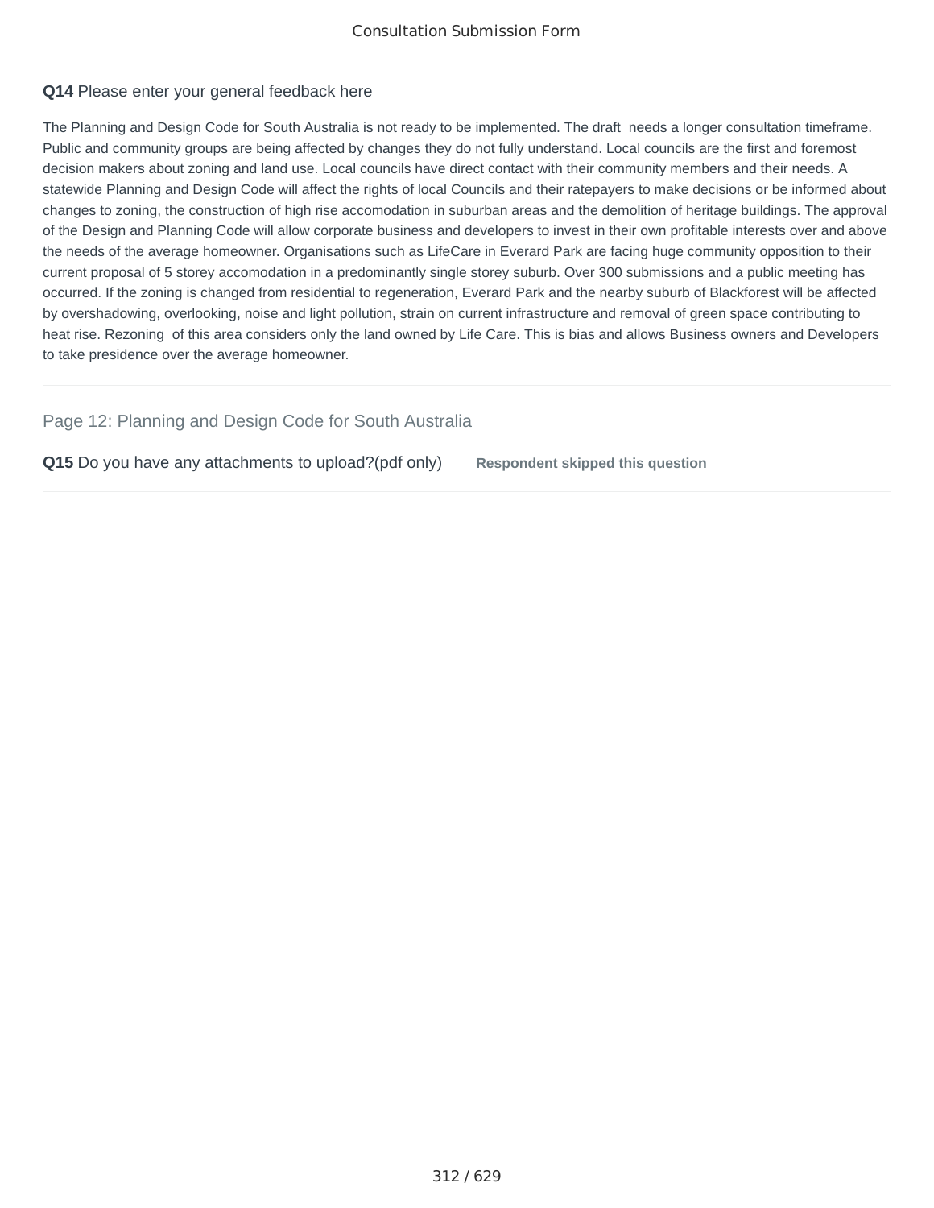**Q14** Please enter your general feedback here

The Planning and Design Code for South Australia is not ready to be implemented. The draft  needs a longer consultation timeframe. Public and community groups are being affected by changes they do not fully understand. Local councils are the first and foremost decision makers about zoning and land use. Local councils have direct contact with their community members and their needs. A statewide Planning and Design Code will affect the rights of local Councils and their ratepayers to make decisions or be informed about changes to zoning, the construction of high rise accomodation in suburban areas and the demolition of heritage buildings. The approval of the Design and Planning Code will allow corporate business and developers to invest in their own profitable interests over and above the needs of the average homeowner. Organisations such as LifeCare in Everard Park are facing huge community opposition to their current proposal of 5 storey accomodation in a predominantly single storey suburb. Over 300 submissions and a public meeting has occurred. If the zoning is changed from residential to regeneration, Everard Park and the nearby suburb of Blackforest will be affected by overshadowing, overlooking, noise and light pollution, strain on current infrastructure and removal of green space contributing to heat rise. Rezoning  of this area considers only the land owned by Life Care. This is bias and allows Business owners and Developers to take presidence over the average homeowner.

## Page 12: Planning and Design Code for South Australia

**Q15** Do you have any attachments to upload?(pdf only) **Respondent skipped this question**